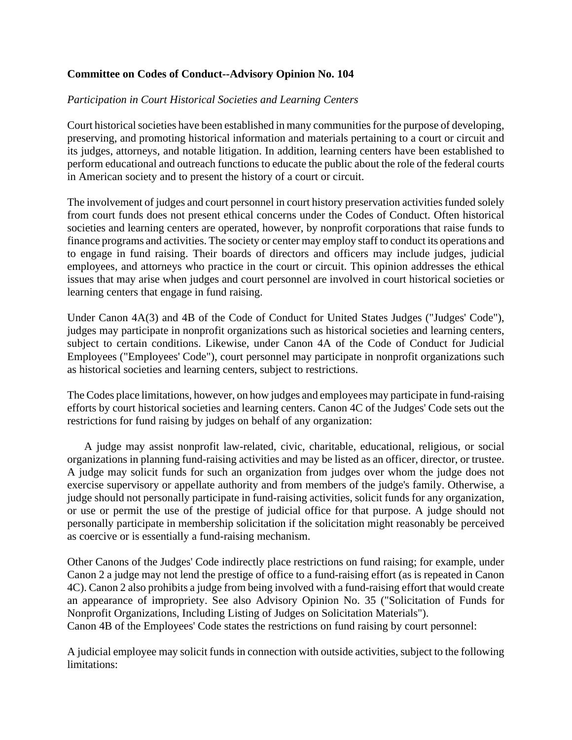**Committee on Codes of Conduct--Advisory Opinion No. 104**

*Participation in Court Historical Societies and Learning Centers*

Court historical societies have been established in many communities for the purpose of developing, preserving, and promoting historical information and materials pertaining to a court or circuit and its judges, attorneys, and notable litigation. In addition, learning centers have been established to perform educational and outreach functions to educate the public about the role of the federal courts in American society and to present the history of a court or circuit.

The involvement of judges and court personnel in court history preservation activities funded solely from court funds does not present ethical concerns under the Codes of Conduct. Often historical societies and learning centers are operated, however, by nonprofit corporations that raise funds to finance programs and activities. The society or center may employ staff to conduct its operations and to engage in fund raising. Their boards of directors and officers may include judges, judicial employees, and attorneys who practice in the court or circuit. This opinion addresses the ethical issues that may arise when judges and court personnel are involved in court historical societies or learning centers that engage in fund raising.

Under Canon 4A(3) and 4B of the Code of Conduct for United States Judges ("Judges' Code"), judges may participate in nonprofit organizations such as historical societies and learning centers, subject to certain conditions. Likewise, under Canon 4A of the Code of Conduct for Judicial Employees ("Employees' Code"), court personnel may participate in nonprofit organizations such as historical societies and learning centers, subject to restrictions.

The Codes place limitations, however, on how judges and employees may participate in fund-raising efforts by court historical societies and learning centers. Canon 4C of the Judges' Code sets out the restrictions for fund raising by judges on behalf of any organization:

> A judge may assist nonprofit law-related, civic, charitable, educational, religious, or social organizations in planning fund-raising activities and may be listed as an officer, director, or trustee. A judge may solicit funds for such an organization from judges over whom the judge does not exercise supervisory or appellate authority and from members of the judge's family. Otherwise, a judge should not personally participate in fund-raising activities, solicit funds for any organization, or use or permit the use of the prestige of judicial office for that purpose. A judge should not personally participate in membership solicitation if the solicitation might reasonably be perceived as coercive or is essentially a fund-raising mechanism.

Other Canons of the Judges' Code indirectly place restrictions on fund raising; for example, under Canon 2 a judge may not lend the prestige of office to a fund-raising effort (as is repeated in Canon 4C). Canon 2 also prohibits a judge from being involved with a fund-raising effort that would create an appearance of impropriety. See also Advisory Opinion No. 35 ("Solicitation of Funds for Nonprofit Organizations, Including Listing of Judges on Solicitation Materials").
Canon 4B of the Employees' Code states the restrictions on fund raising by court personnel:

A judicial employee may solicit funds in connection with outside activities, subject to the following limitations: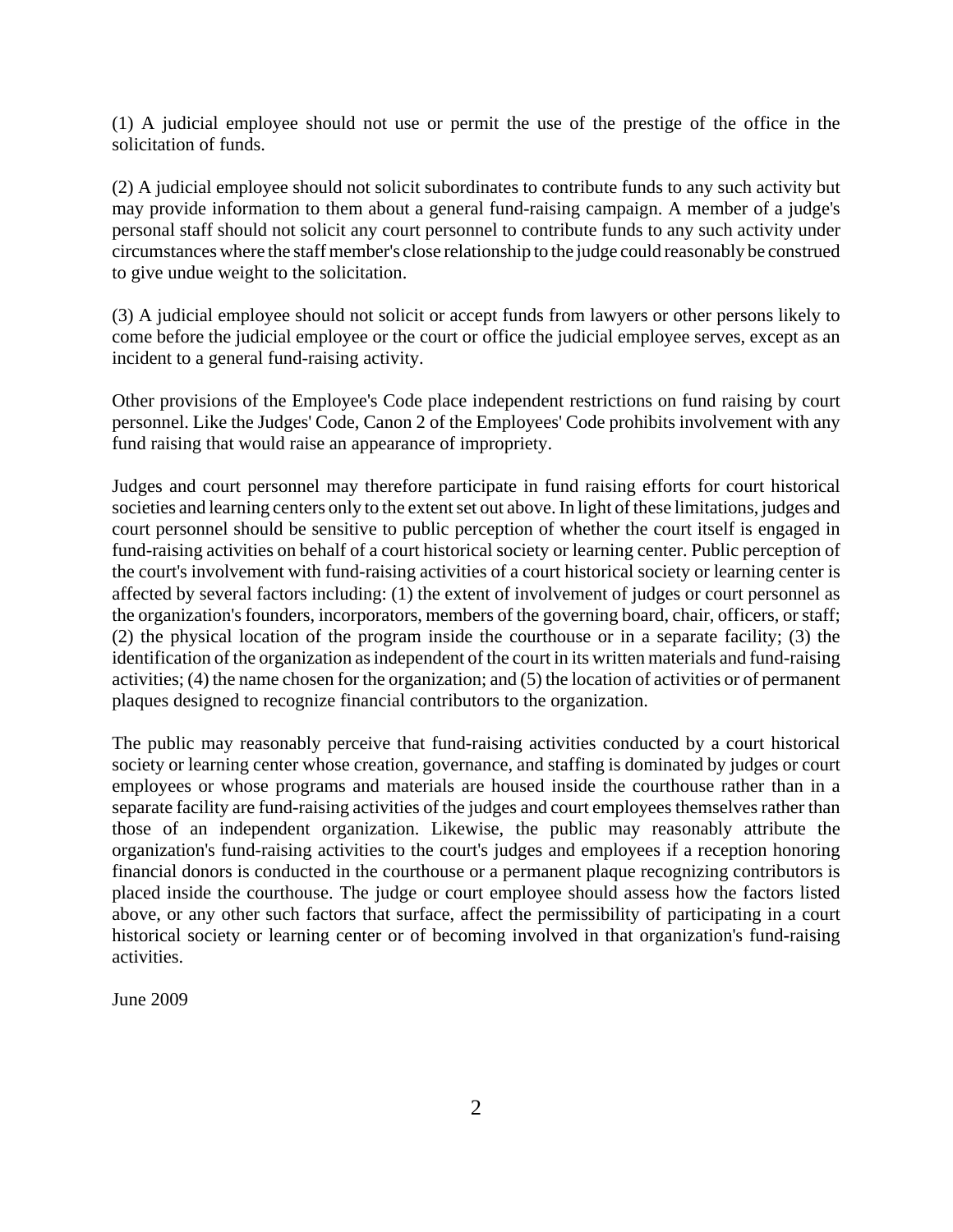(1) A judicial employee should not use or permit the use of the prestige of the office in the solicitation of funds.

(2) A judicial employee should not solicit subordinates to contribute funds to any such activity but may provide information to them about a general fund-raising campaign. A member of a judge's personal staff should not solicit any court personnel to contribute funds to any such activity under circumstances where the staff member's close relationship to the judge could reasonably be construed to give undue weight to the solicitation.

(3) A judicial employee should not solicit or accept funds from lawyers or other persons likely to come before the judicial employee or the court or office the judicial employee serves, except as an incident to a general fund-raising activity.

Other provisions of the Employee's Code place independent restrictions on fund raising by court personnel. Like the Judges' Code, Canon 2 of the Employees' Code prohibits involvement with any fund raising that would raise an appearance of impropriety.

Judges and court personnel may therefore participate in fund raising efforts for court historical societies and learning centers only to the extent set out above. In light of these limitations, judges and court personnel should be sensitive to public perception of whether the court itself is engaged in fund-raising activities on behalf of a court historical society or learning center. Public perception of the court's involvement with fund-raising activities of a court historical society or learning center is affected by several factors including: (1) the extent of involvement of judges or court personnel as the organization's founders, incorporators, members of the governing board, chair, officers, or staff; (2) the physical location of the program inside the courthouse or in a separate facility; (3) the identification of the organization as independent of the court in its written materials and fund-raising activities; (4) the name chosen for the organization; and (5) the location of activities or of permanent plaques designed to recognize financial contributors to the organization.

The public may reasonably perceive that fund-raising activities conducted by a court historical society or learning center whose creation, governance, and staffing is dominated by judges or court employees or whose programs and materials are housed inside the courthouse rather than in a separate facility are fund-raising activities of the judges and court employees themselves rather than those of an independent organization. Likewise, the public may reasonably attribute the organization's fund-raising activities to the court's judges and employees if a reception honoring financial donors is conducted in the courthouse or a permanent plaque recognizing contributors is placed inside the courthouse. The judge or court employee should assess how the factors listed above, or any other such factors that surface, affect the permissibility of participating in a court historical society or learning center or of becoming involved in that organization's fund-raising activities.

June 2009